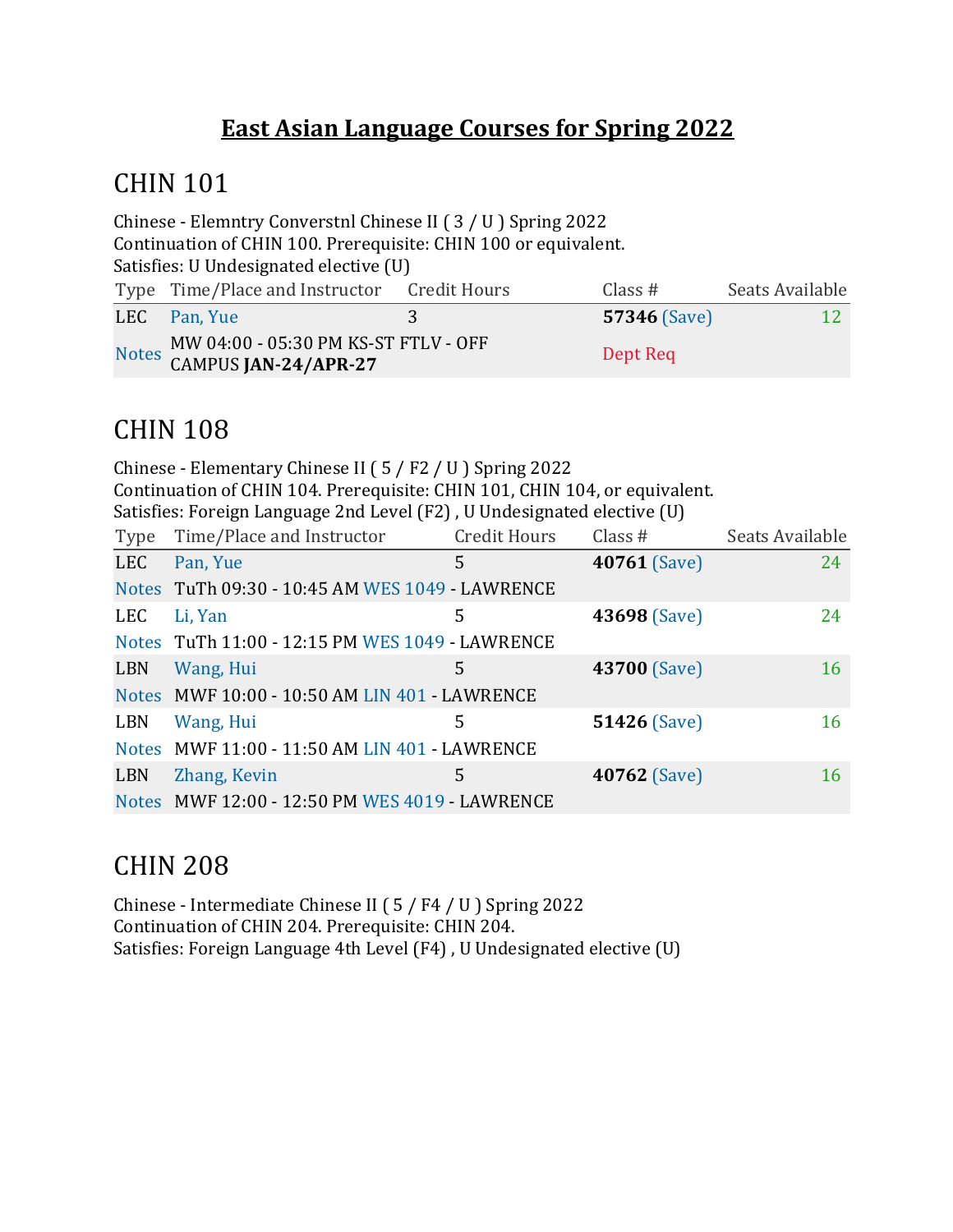# East Asian Language Courses for Spring 2022

## CHIN 101

Chinese - Elemntry Converstnl Chinese II ( 3 / U ) Spring 2022
Continuation of CHIN 100. Prerequisite: CHIN 100 or equivalent.
Satisfies: U Undesignated elective (U)

| Type | Time/Place and Instructor | Credit Hours | Class # | Seats Available |
|---|---|---|---|---|
| LEC | Pan, Yue | 3 | **57346** (Save) | 12 |
| Notes | MW 04:00 - 05:30 PM KS-ST FTLV - OFF CAMPUS **JAN-24/APR-27** | | Dept Req | |

## CHIN 108

Chinese - Elementary Chinese II ( 5 / F2 / U ) Spring 2022
Continuation of CHIN 104. Prerequisite: CHIN 101, CHIN 104, or equivalent.
Satisfies: Foreign Language 2nd Level (F2) , U Undesignated elective (U)

| Type | Time/Place and Instructor | Credit Hours | Class # | Seats Available |
|---|---|---|---|---|
| LEC | Pan, Yue | 5 | **40761** (Save) | 24 |
| Notes | TuTh 09:30 - 10:45 AM WES 1049 - LAWRENCE | | | |
| LEC | Li, Yan | 5 | **43698** (Save) | 24 |
| Notes | TuTh 11:00 - 12:15 PM WES 1049 - LAWRENCE | | | |
| LBN | Wang, Hui | 5 | **43700** (Save) | 16 |
| Notes | MWF 10:00 - 10:50 AM LIN 401 - LAWRENCE | | | |
| LBN | Wang, Hui | 5 | **51426** (Save) | 16 |
| Notes | MWF 11:00 - 11:50 AM LIN 401 - LAWRENCE | | | |
| LBN | Zhang, Kevin | 5 | **40762** (Save) | 16 |
| Notes | MWF 12:00 - 12:50 PM WES 4019 - LAWRENCE | | | |

## CHIN 208

Chinese - Intermediate Chinese II ( 5 / F4 / U ) Spring 2022
Continuation of CHIN 204. Prerequisite: CHIN 204.
Satisfies: Foreign Language 4th Level (F4) , U Undesignated elective (U)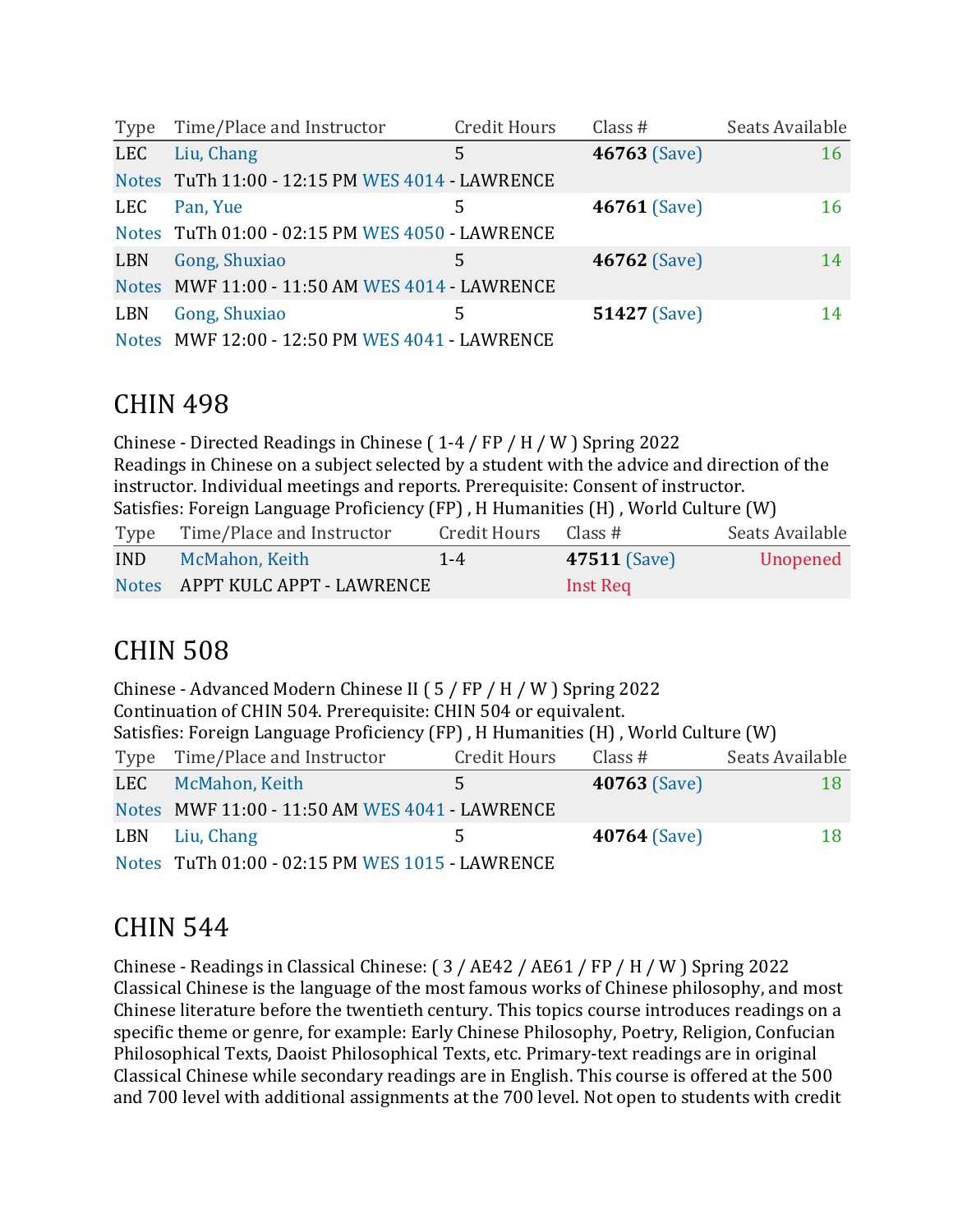| Type | Time/Place and Instructor | Credit Hours | Class # | Seats Available |
|---|---|---|---|---|
| LEC | Liu, Chang | 5 | **46763** (Save) | 16 |
| Notes | TuTh 11:00 - 12:15 PM WES 4014 - LAWRENCE | | | |
| LEC | Pan, Yue | 5 | **46761** (Save) | 16 |
| Notes | TuTh 01:00 - 02:15 PM WES 4050 - LAWRENCE | | | |
| LBN | Gong, Shuxiao | 5 | **46762** (Save) | 14 |
| Notes | MWF 11:00 - 11:50 AM WES 4014 - LAWRENCE | | | |
| LBN | Gong, Shuxiao | 5 | **51427** (Save) | 14 |
| Notes | MWF 12:00 - 12:50 PM WES 4041 - LAWRENCE | | | |

## CHIN 498

Chinese - Directed Readings in Chinese ( 1-4 / FP / H / W ) Spring 2022
Readings in Chinese on a subject selected by a student with the advice and direction of the instructor. Individual meetings and reports. Prerequisite: Consent of instructor.
Satisfies: Foreign Language Proficiency (FP) , H Humanities (H) , World Culture (W)

| Type | Time/Place and Instructor | Credit Hours | Class # | Seats Available |
|---|---|---|---|---|
| IND | McMahon, Keith | 1-4 | **47511** (Save) | Unopened |
| Notes | APPT KULC APPT - LAWRENCE | | Inst Req | |

## CHIN 508

Chinese - Advanced Modern Chinese II ( 5 / FP / H / W ) Spring 2022
Continuation of CHIN 504. Prerequisite: CHIN 504 or equivalent.
Satisfies: Foreign Language Proficiency (FP) , H Humanities (H) , World Culture (W)

| Type | Time/Place and Instructor | Credit Hours | Class # | Seats Available |
|---|---|---|---|---|
| LEC | McMahon, Keith | 5 | **40763** (Save) | 18 |
| Notes | MWF 11:00 - 11:50 AM WES 4041 - LAWRENCE | | | |
| LBN | Liu, Chang | 5 | **40764** (Save) | 18 |
| Notes | TuTh 01:00 - 02:15 PM WES 1015 - LAWRENCE | | | |

## CHIN 544

Chinese - Readings in Classical Chinese: ( 3 / AE42 / AE61 / FP / H / W ) Spring 2022
Classical Chinese is the language of the most famous works of Chinese philosophy, and most Chinese literature before the twentieth century. This topics course introduces readings on a specific theme or genre, for example: Early Chinese Philosophy, Poetry, Religion, Confucian Philosophical Texts, Daoist Philosophical Texts, etc. Primary-text readings are in original Classical Chinese while secondary readings are in English. This course is offered at the 500 and 700 level with additional assignments at the 700 level. Not open to students with credit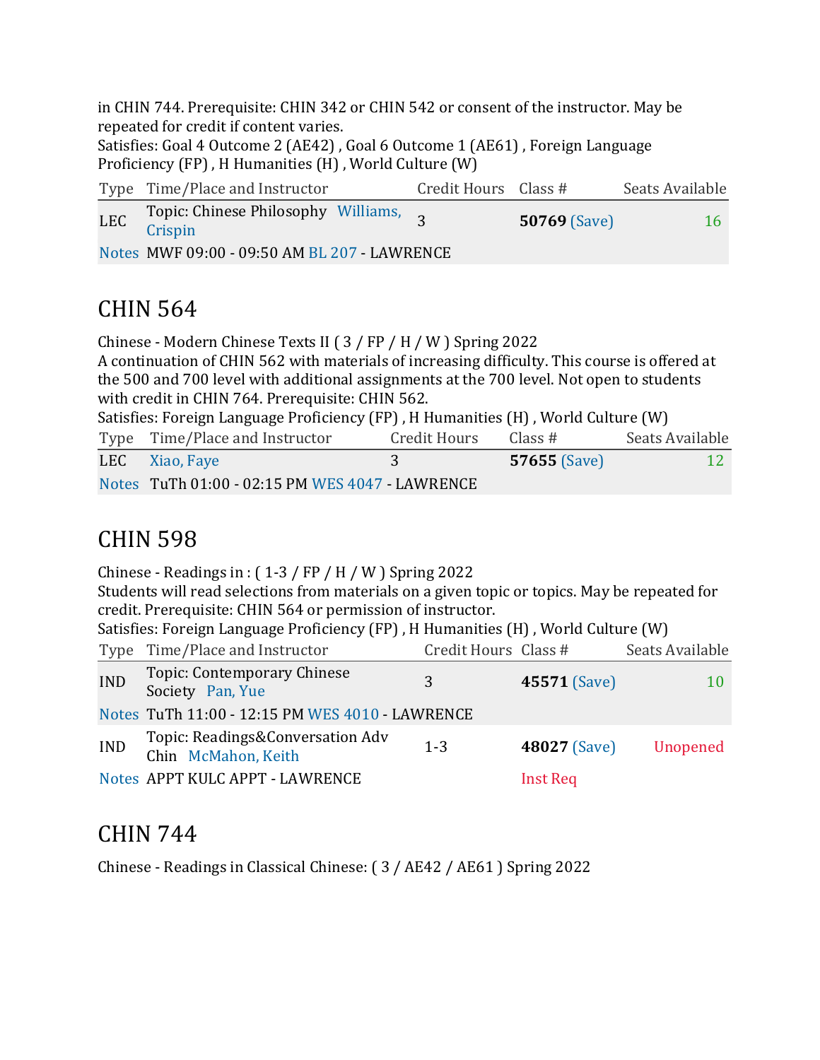in CHIN 744. Prerequisite: CHIN 342 or CHIN 542 or consent of the instructor. May be repeated for credit if content varies.
Satisfies: Goal 4 Outcome 2 (AE42) , Goal 6 Outcome 1 (AE61) , Foreign Language Proficiency (FP) , H Humanities (H) , World Culture (W)

| Type | Time/Place and Instructor | Credit Hours | Class # | Seats Available |
|---|---|---|---|---|
| LEC | Topic: Chinese Philosophy Williams, Crispin | 3 | **50769** (Save) | 16 |
| Notes | MWF 09:00 - 09:50 AM BL 207 - LAWRENCE | | | |

## CHIN 564

Chinese - Modern Chinese Texts II ( 3 / FP / H / W ) Spring 2022
A continuation of CHIN 562 with materials of increasing difficulty. This course is offered at the 500 and 700 level with additional assignments at the 700 level. Not open to students with credit in CHIN 764. Prerequisite: CHIN 562.
Satisfies: Foreign Language Proficiency (FP) , H Humanities (H) , World Culture (W)

| Type | Time/Place and Instructor | Credit Hours | Class # | Seats Available |
|---|---|---|---|---|
| LEC | Xiao, Faye | 3 | **57655** (Save) | 12 |
| Notes | TuTh 01:00 - 02:15 PM WES 4047 - LAWRENCE | | | |

## CHIN 598

Chinese - Readings in : ( 1-3 / FP / H / W ) Spring 2022
Students will read selections from materials on a given topic or topics. May be repeated for credit. Prerequisite: CHIN 564 or permission of instructor.
Satisfies: Foreign Language Proficiency (FP) , H Humanities (H) , World Culture (W)

| Type | Time/Place and Instructor | Credit Hours | Class # | Seats Available |
|---|---|---|---|---|
| IND | Topic: Contemporary Chinese Society Pan, Yue | 3 | **45571** (Save) | 10 |
| Notes | TuTh 11:00 - 12:15 PM WES 4010 - LAWRENCE | | | |
| IND | Topic: Readings&Conversation Adv Chin McMahon, Keith | 1-3 | **48027** (Save) | Unopened |
| Notes | APPT KULC APPT - LAWRENCE | | Inst Req | |

## CHIN 744

Chinese - Readings in Classical Chinese: ( 3 / AE42 / AE61 ) Spring 2022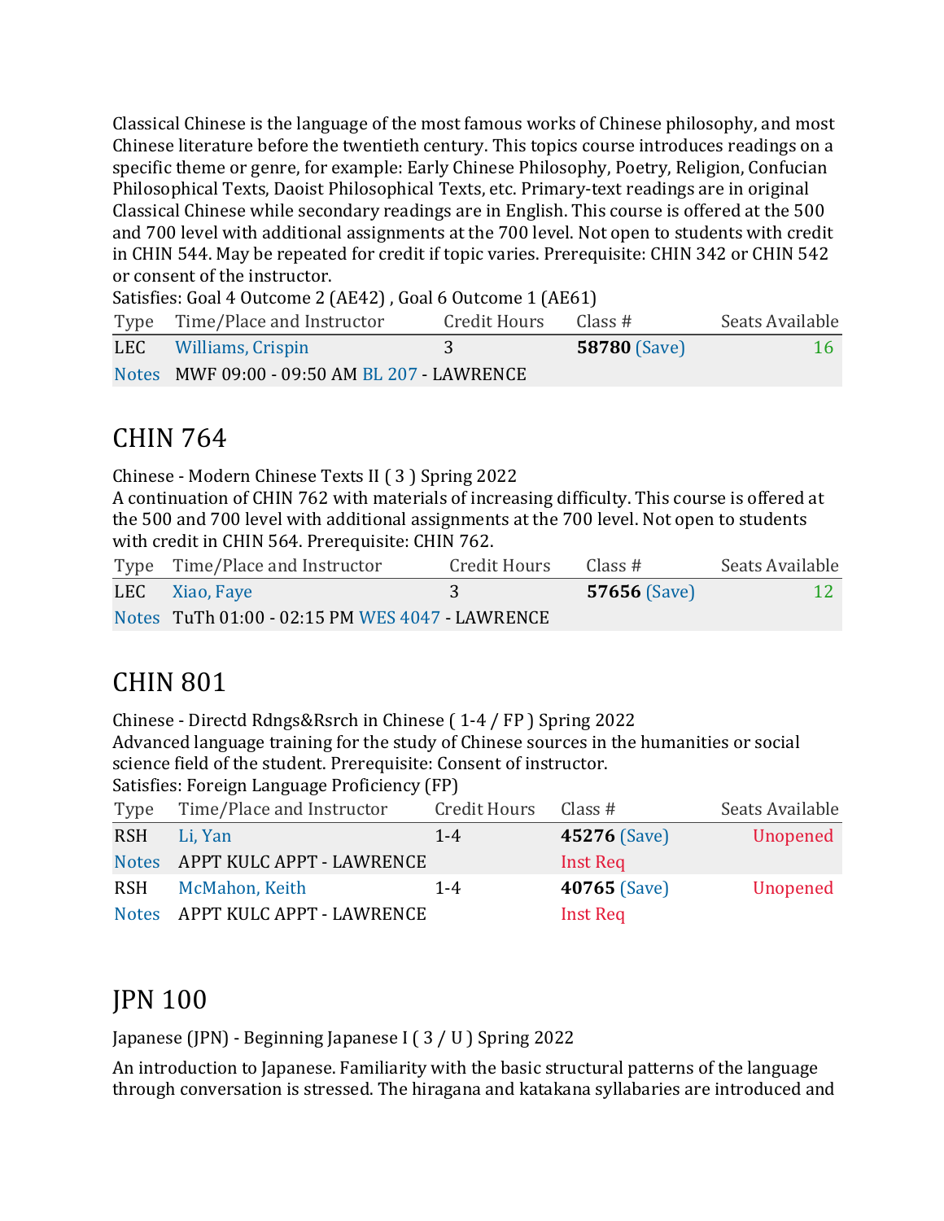Classical Chinese is the language of the most famous works of Chinese philosophy, and most Chinese literature before the twentieth century. This topics course introduces readings on a specific theme or genre, for example: Early Chinese Philosophy, Poetry, Religion, Confucian Philosophical Texts, Daoist Philosophical Texts, etc. Primary-text readings are in original Classical Chinese while secondary readings are in English. This course is offered at the 500 and 700 level with additional assignments at the 700 level. Not open to students with credit in CHIN 544. May be repeated for credit if topic varies. Prerequisite: CHIN 342 or CHIN 542 or consent of the instructor.

Satisfies: Goal 4 Outcome 2 (AE42) , Goal 6 Outcome 1 (AE61)

| Type | Time/Place and Instructor | Credit Hours | Class # | Seats Available |
|---|---|---|---|---|
| LEC | Williams, Crispin | 3 | **58780** (Save) | 16 |
| Notes | MWF 09:00 - 09:50 AM BL 207 - LAWRENCE | | | |

## CHIN 764

Chinese - Modern Chinese Texts II ( 3 ) Spring 2022

A continuation of CHIN 762 with materials of increasing difficulty. This course is offered at the 500 and 700 level with additional assignments at the 700 level. Not open to students with credit in CHIN 564. Prerequisite: CHIN 762.

| Type | Time/Place and Instructor | Credit Hours | Class # | Seats Available |
|---|---|---|---|---|
| LEC | Xiao, Faye | 3 | **57656** (Save) | 12 |
| Notes | TuTh 01:00 - 02:15 PM WES 4047 - LAWRENCE | | | |

## CHIN 801

Chinese - Directd Rdngs&Rsrch in Chinese ( 1-4 / FP ) Spring 2022

Advanced language training for the study of Chinese sources in the humanities or social science field of the student. Prerequisite: Consent of instructor.

Satisfies: Foreign Language Proficiency (FP)

| Type | Time/Place and Instructor | Credit Hours | Class # | Seats Available |
|---|---|---|---|---|
| RSH | Li, Yan | 1-4 | **45276** (Save) | Unopened |
| Notes | APPT KULC APPT - LAWRENCE | | Inst Req | |
| RSH | McMahon, Keith | 1-4 | **40765** (Save) | Unopened |
| Notes | APPT KULC APPT - LAWRENCE | | Inst Req | |

## JPN 100

Japanese (JPN) - Beginning Japanese I ( 3 / U ) Spring 2022

An introduction to Japanese. Familiarity with the basic structural patterns of the language through conversation is stressed. The hiragana and katakana syllabaries are introduced and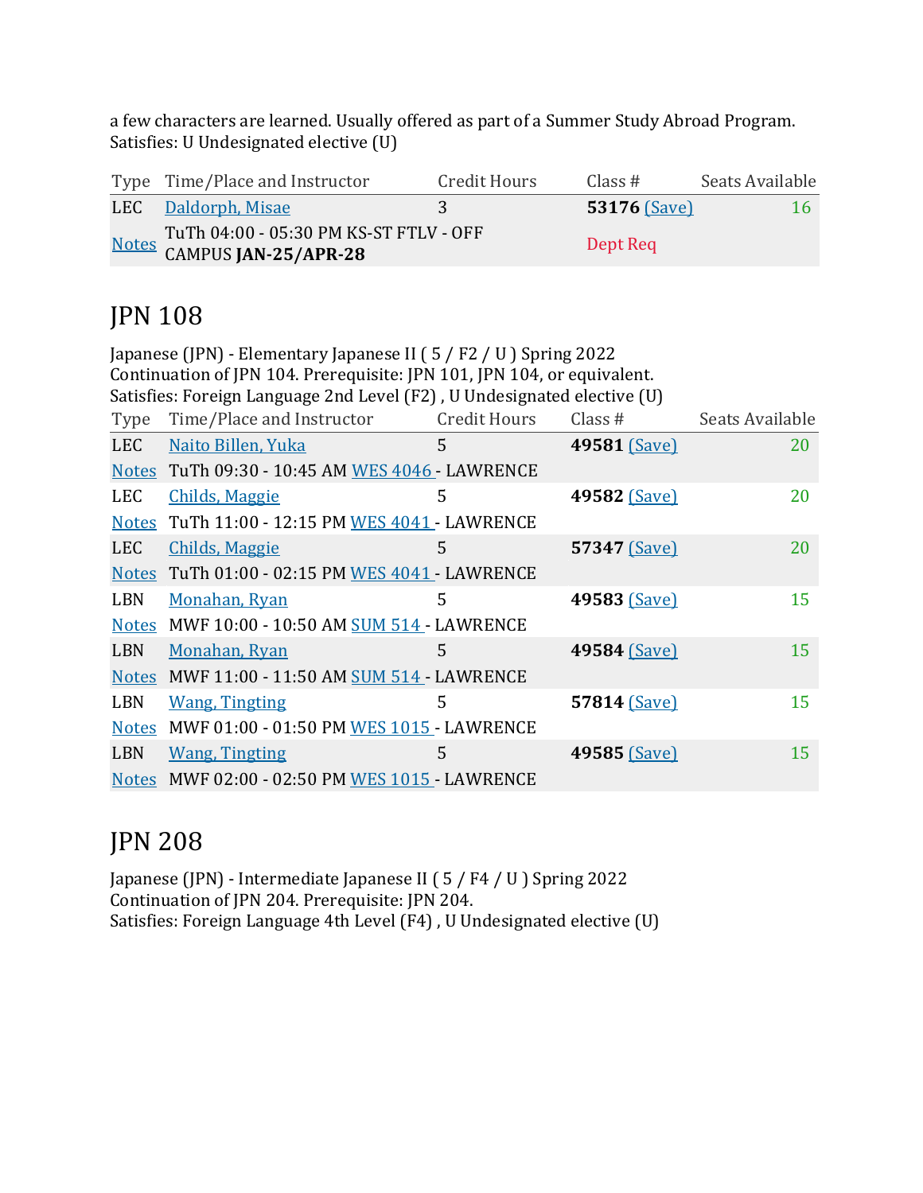a few characters are learned. Usually offered as part of a Summer Study Abroad Program.
Satisfies: U Undesignated elective (U)

| Type | Time/Place and Instructor | Credit Hours | Class # | Seats Available |
|---|---|---|---|---|
| LEC | Daldorph, Misae | 3 | **53176** (Save) | 16 |
| Notes | TuTh 04:00 - 05:30 PM KS-ST FTLV - OFF CAMPUS **JAN-25/APR-28** | | Dept Req | |

## JPN 108

Japanese (JPN) - Elementary Japanese II ( 5 / F2 / U ) Spring 2022
Continuation of JPN 104. Prerequisite: JPN 101, JPN 104, or equivalent.
Satisfies: Foreign Language 2nd Level (F2) , U Undesignated elective (U)

| Type | Time/Place and Instructor | Credit Hours | Class # | Seats Available |
|---|---|---|---|---|
| LEC | Naito Billen, Yuka | 5 | **49581** (Save) | 20 |
| Notes | TuTh 09:30 - 10:45 AM WES 4046 - LAWRENCE | | | |
| LEC | Childs, Maggie | 5 | **49582** (Save) | 20 |
| Notes | TuTh 11:00 - 12:15 PM WES 4041 - LAWRENCE | | | |
| LEC | Childs, Maggie | 5 | **57347** (Save) | 20 |
| Notes | TuTh 01:00 - 02:15 PM WES 4041 - LAWRENCE | | | |
| LBN | Monahan, Ryan | 5 | **49583** (Save) | 15 |
| Notes | MWF 10:00 - 10:50 AM SUM 514 - LAWRENCE | | | |
| LBN | Monahan, Ryan | 5 | **49584** (Save) | 15 |
| Notes | MWF 11:00 - 11:50 AM SUM 514 - LAWRENCE | | | |
| LBN | Wang, Tingting | 5 | **57814** (Save) | 15 |
| Notes | MWF 01:00 - 01:50 PM WES 1015 - LAWRENCE | | | |
| LBN | Wang, Tingting | 5 | **49585** (Save) | 15 |
| Notes | MWF 02:00 - 02:50 PM WES 1015 - LAWRENCE | | | |

## JPN 208

Japanese (JPN) - Intermediate Japanese II ( 5 / F4 / U ) Spring 2022
Continuation of JPN 204. Prerequisite: JPN 204.
Satisfies: Foreign Language 4th Level (F4) , U Undesignated elective (U)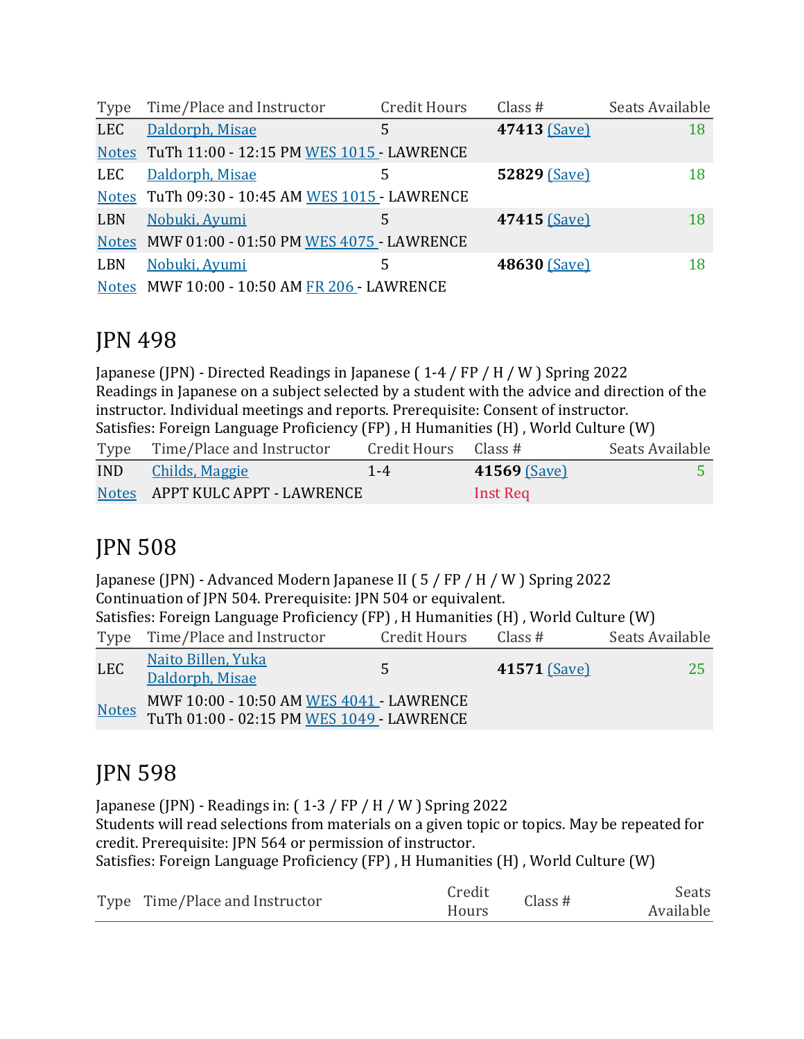| Type | Time/Place and Instructor | Credit Hours | Class # | Seats Available |
|---|---|---|---|---|
| LEC | Daldorph, Misae | 5 | **47413** (Save) | 18 |
| Notes | TuTh 11:00 - 12:15 PM WES 1015 - LAWRENCE | | | |
| LEC | Daldorph, Misae | 5 | **52829** (Save) | 18 |
| Notes | TuTh 09:30 - 10:45 AM WES 1015 - LAWRENCE | | | |
| LBN | Nobuki, Ayumi | 5 | **47415** (Save) | 18 |
| Notes | MWF 01:00 - 01:50 PM WES 4075 - LAWRENCE | | | |
| LBN | Nobuki, Ayumi | 5 | **48630** (Save) | 18 |
| Notes | MWF 10:00 - 10:50 AM FR 206 - LAWRENCE | | | |

## JPN 498

Japanese (JPN) - Directed Readings in Japanese ( 1-4 / FP / H / W ) Spring 2022
Readings in Japanese on a subject selected by a student with the advice and direction of the instructor. Individual meetings and reports. Prerequisite: Consent of instructor.
Satisfies: Foreign Language Proficiency (FP) , H Humanities (H) , World Culture (W)

| Type | Time/Place and Instructor | Credit Hours | Class # | Seats Available |
|---|---|---|---|---|
| IND | Childs, Maggie | 1-4 | **41569** (Save) | 5 |
| Notes | APPT KULC APPT - LAWRENCE | | Inst Req | |

## JPN 508

Japanese (JPN) - Advanced Modern Japanese II ( 5 / FP / H / W ) Spring 2022
Continuation of JPN 504. Prerequisite: JPN 504 or equivalent.
Satisfies: Foreign Language Proficiency (FP) , H Humanities (H) , World Culture (W)

| Type | Time/Place and Instructor | Credit Hours | Class # | Seats Available |
|---|---|---|---|---|
| LEC | Naito Billen, Yuka<br>Daldorph, Misae | 5 | **41571** (Save) | 25 |
| Notes | MWF 10:00 - 10:50 AM WES 4041 - LAWRENCE<br>TuTh 01:00 - 02:15 PM WES 1049 - LAWRENCE | | | |

## JPN 598

Japanese (JPN) - Readings in: ( 1-3 / FP / H / W ) Spring 2022
Students will read selections from materials on a given topic or topics. May be repeated for credit. Prerequisite: JPN 564 or permission of instructor.
Satisfies: Foreign Language Proficiency (FP) , H Humanities (H) , World Culture (W)

| Type | Time/Place and Instructor | Credit Hours | Class # | Seats Available |
|---|---|---|---|---|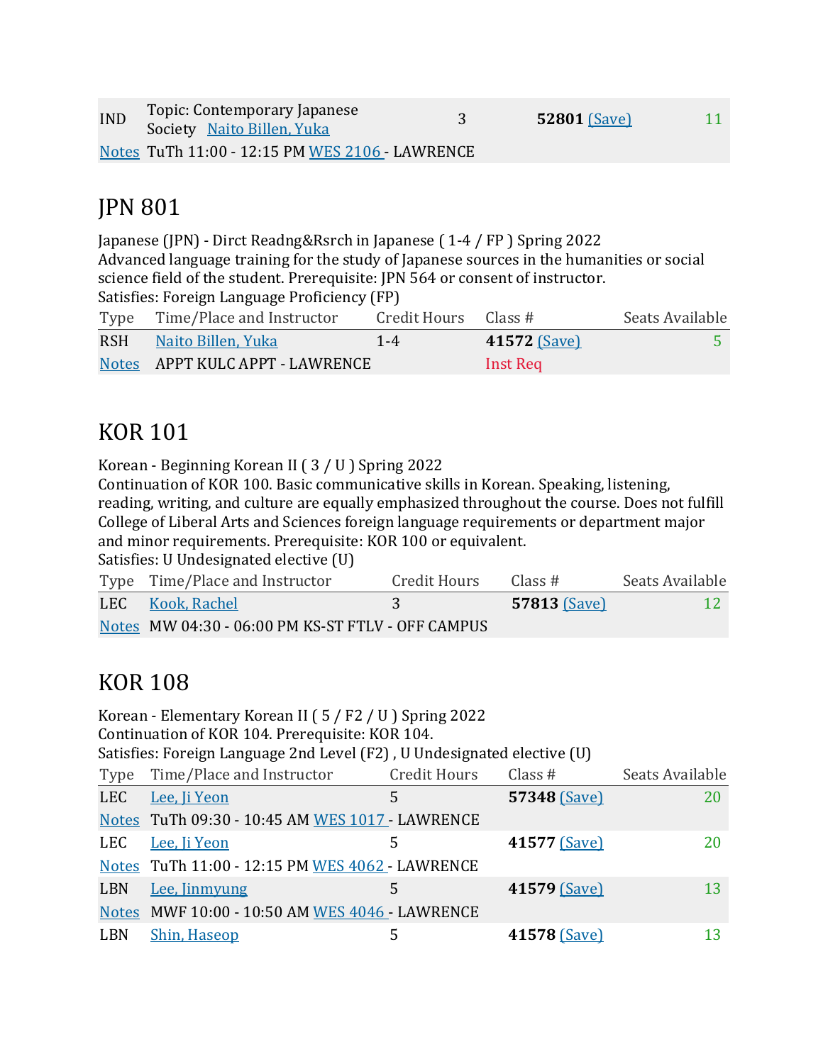| | | | | |
|---|---|---|---|---|
| IND | Topic: Contemporary Japanese Society Naito Billen, Yuka | 3 | **52801** (Save) | 11 |
| Notes | TuTh 11:00 - 12:15 PM WES 2106 - LAWRENCE | | | |

## JPN 801

Japanese (JPN) - Dirct Readng&Rsrch in Japanese ( 1-4 / FP ) Spring 2022
Advanced language training for the study of Japanese sources in the humanities or social science field of the student. Prerequisite: JPN 564 or consent of instructor.
Satisfies: Foreign Language Proficiency (FP)

| Type | Time/Place and Instructor | Credit Hours | Class # | Seats Available |
|---|---|---|---|---|
| RSH | Naito Billen, Yuka | 1-4 | **41572** (Save) | 5 |
| Notes | APPT KULC APPT - LAWRENCE | | Inst Req | |

## KOR 101

Korean - Beginning Korean II ( 3 / U ) Spring 2022
Continuation of KOR 100. Basic communicative skills in Korean. Speaking, listening, reading, writing, and culture are equally emphasized throughout the course. Does not fulfill College of Liberal Arts and Sciences foreign language requirements or department major and minor requirements. Prerequisite: KOR 100 or equivalent.
Satisfies: U Undesignated elective (U)

| Type | Time/Place and Instructor | Credit Hours | Class # | Seats Available |
|---|---|---|---|---|
| LEC | Kook, Rachel | 3 | **57813** (Save) | 12 |
| Notes | MW 04:30 - 06:00 PM KS-ST FTLV - OFF CAMPUS | | | |

## KOR 108

Korean - Elementary Korean II ( 5 / F2 / U ) Spring 2022
Continuation of KOR 104. Prerequisite: KOR 104.
Satisfies: Foreign Language 2nd Level (F2) , U Undesignated elective (U)

| Type | Time/Place and Instructor | Credit Hours | Class # | Seats Available |
|---|---|---|---|---|
| LEC | Lee, Ji Yeon | 5 | **57348** (Save) | 20 |
| Notes | TuTh 09:30 - 10:45 AM WES 1017 - LAWRENCE | | | |
| LEC | Lee, Ji Yeon | 5 | **41577** (Save) | 20 |
| Notes | TuTh 11:00 - 12:15 PM WES 4062 - LAWRENCE | | | |
| LBN | Lee, Jinmyung | 5 | **41579** (Save) | 13 |
| Notes | MWF 10:00 - 10:50 AM WES 4046 - LAWRENCE | | | |
| LBN | Shin, Haseop | 5 | **41578** (Save) | 13 |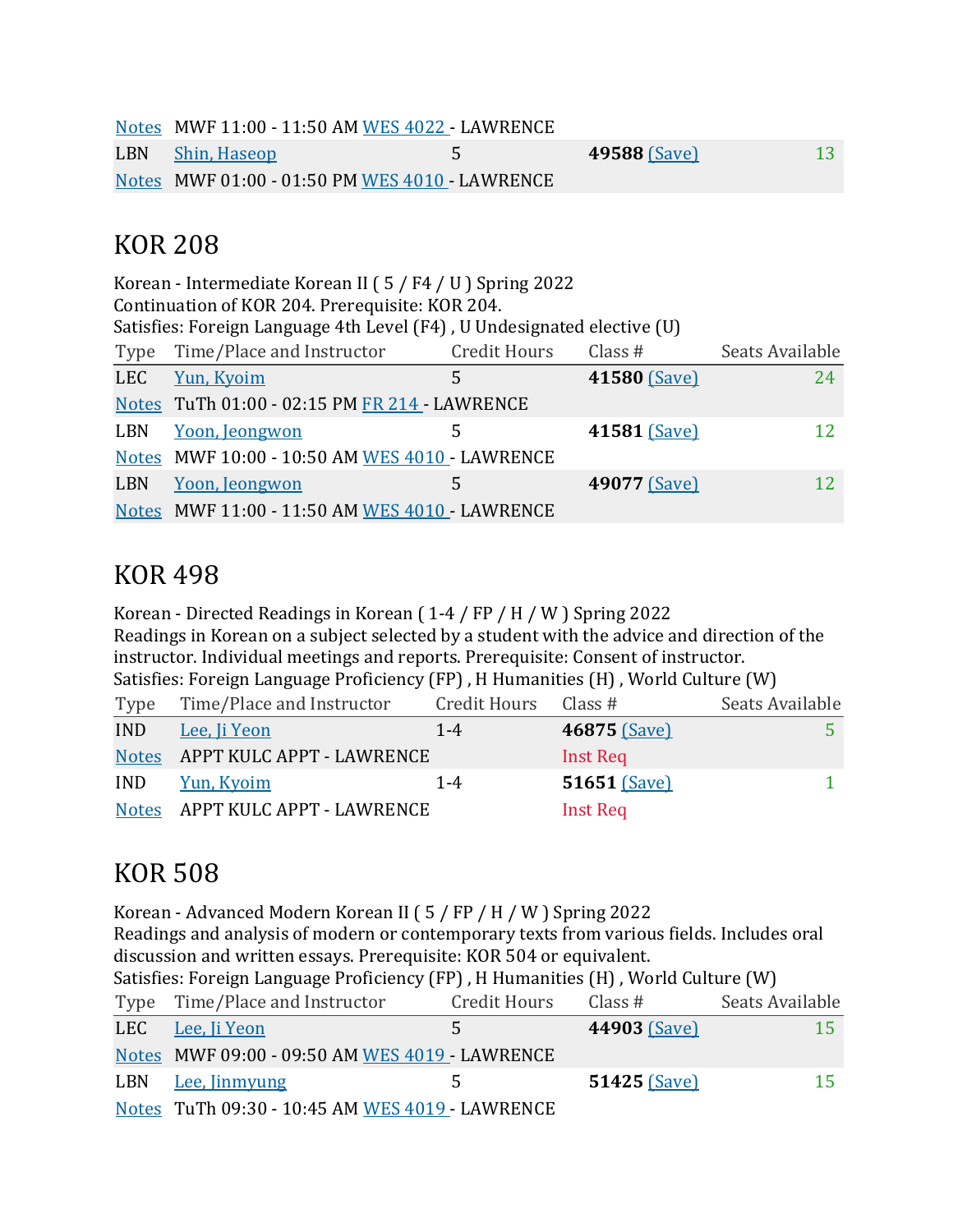| Type | Time/Place and Instructor | Credit Hours | Class # | Seats Available |
|---|---|---|---|---|
| Notes | MWF 11:00 - 11:50 AM WES 4022 - LAWRENCE | | | |
| LBN | Shin, Haseop | 5 | **49588** (Save) | 13 |
| Notes | MWF 01:00 - 01:50 PM WES 4010 - LAWRENCE | | | |

## KOR 208

Korean - Intermediate Korean II ( 5 / F4 / U ) Spring 2022
Continuation of KOR 204. Prerequisite: KOR 204.
Satisfies: Foreign Language 4th Level (F4) , U Undesignated elective (U)

| Type | Time/Place and Instructor | Credit Hours | Class # | Seats Available |
|---|---|---|---|---|
| LEC | Yun, Kyoim | 5 | **41580** (Save) | 24 |
| Notes | TuTh 01:00 - 02:15 PM FR 214 - LAWRENCE | | | |
| LBN | Yoon, Jeongwon | 5 | **41581** (Save) | 12 |
| Notes | MWF 10:00 - 10:50 AM WES 4010 - LAWRENCE | | | |
| LBN | Yoon, Jeongwon | 5 | **49077** (Save) | 12 |
| Notes | MWF 11:00 - 11:50 AM WES 4010 - LAWRENCE | | | |

## KOR 498

Korean - Directed Readings in Korean ( 1-4 / FP / H / W ) Spring 2022
Readings in Korean on a subject selected by a student with the advice and direction of the instructor. Individual meetings and reports. Prerequisite: Consent of instructor.
Satisfies: Foreign Language Proficiency (FP) , H Humanities (H) , World Culture (W)

| Type | Time/Place and Instructor | Credit Hours | Class # | Seats Available |
|---|---|---|---|---|
| IND | Lee, Ji Yeon | 1-4 | **46875** (Save) | 5 |
| Notes | APPT KULC APPT - LAWRENCE | | Inst Req | |
| IND | Yun, Kyoim | 1-4 | **51651** (Save) | 1 |
| Notes | APPT KULC APPT - LAWRENCE | | Inst Req | |

## KOR 508

Korean - Advanced Modern Korean II ( 5 / FP / H / W ) Spring 2022
Readings and analysis of modern or contemporary texts from various fields. Includes oral discussion and written essays. Prerequisite: KOR 504 or equivalent.
Satisfies: Foreign Language Proficiency (FP) , H Humanities (H) , World Culture (W)

| Type | Time/Place and Instructor | Credit Hours | Class # | Seats Available |
|---|---|---|---|---|
| LEC | Lee, Ji Yeon | 5 | **44903** (Save) | 15 |
| Notes | MWF 09:00 - 09:50 AM WES 4019 - LAWRENCE | | | |
| LBN | Lee, Jinmyung | 5 | **51425** (Save) | 15 |
| Notes | TuTh 09:30 - 10:45 AM WES 4019 - LAWRENCE | | | |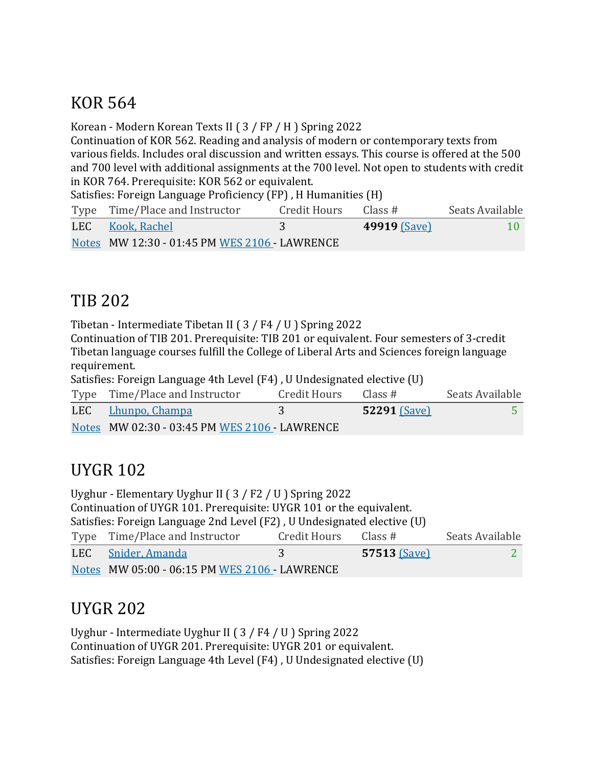## KOR 564

Korean - Modern Korean Texts II ( 3 / FP / H ) Spring 2022
Continuation of KOR 562. Reading and analysis of modern or contemporary texts from various fields. Includes oral discussion and written essays. This course is offered at the 500 and 700 level with additional assignments at the 700 level. Not open to students with credit in KOR 764. Prerequisite: KOR 562 or equivalent.
Satisfies: Foreign Language Proficiency (FP) , H Humanities (H)

| Type | Time/Place and Instructor | Credit Hours | Class # | Seats Available |
|---|---|---|---|---|
| LEC | Kook, Rachel | 3 | **49919** (Save) | 10 |
| Notes | MW 12:30 - 01:45 PM WES 2106 - LAWRENCE | | | |

## TIB 202

Tibetan - Intermediate Tibetan II ( 3 / F4 / U ) Spring 2022
Continuation of TIB 201. Prerequisite: TIB 201 or equivalent. Four semesters of 3-credit Tibetan language courses fulfill the College of Liberal Arts and Sciences foreign language requirement.
Satisfies: Foreign Language 4th Level (F4) , U Undesignated elective (U)

| Type | Time/Place and Instructor | Credit Hours | Class # | Seats Available |
|---|---|---|---|---|
| LEC | Lhunpo, Champa | 3 | **52291** (Save) | 5 |
| Notes | MW 02:30 - 03:45 PM WES 2106 - LAWRENCE | | | |

## UYGR 102

Uyghur - Elementary Uyghur II ( 3 / F2 / U ) Spring 2022
Continuation of UYGR 101. Prerequisite: UYGR 101 or the equivalent.
Satisfies: Foreign Language 2nd Level (F2) , U Undesignated elective (U)

| Type | Time/Place and Instructor | Credit Hours | Class # | Seats Available |
|---|---|---|---|---|
| LEC | Snider, Amanda | 3 | **57513** (Save) | 2 |
| Notes | MW 05:00 - 06:15 PM WES 2106 - LAWRENCE | | | |

## UYGR 202

Uyghur - Intermediate Uyghur II ( 3 / F4 / U ) Spring 2022
Continuation of UYGR 201. Prerequisite: UYGR 201 or equivalent.
Satisfies: Foreign Language 4th Level (F4) , U Undesignated elective (U)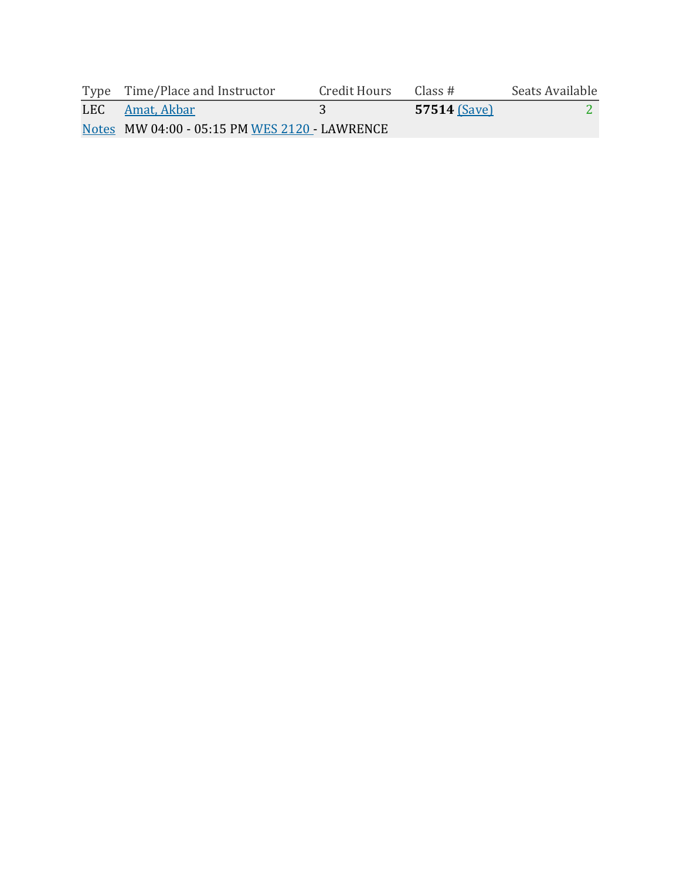| Type | Time/Place and Instructor | Credit Hours | Class # | Seats Available |
|---|---|---|---|---|
| LEC | Amat, Akbar | 3 | **57514** (Save) | 2 |
| Notes | MW 04:00 - 05:15 PM WES 2120 - LAWRENCE | | | |